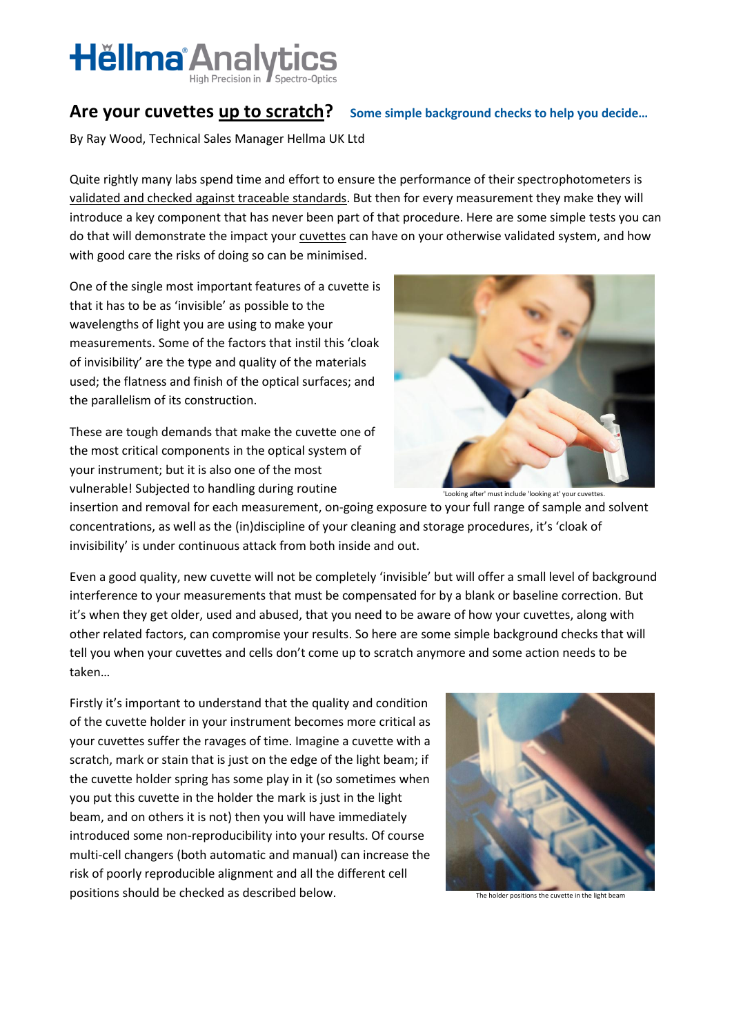Hellma Analytics
High Precision in Spectro-Optics

# Are your cuvettes up to scratch? Some simple background checks to help you decide…

By Ray Wood, Technical Sales Manager Hellma UK Ltd

Quite rightly many labs spend time and effort to ensure the performance of their spectrophotometers is validated and checked against traceable standards. But then for every measurement they make they will introduce a key component that has never been part of that procedure. Here are some simple tests you can do that will demonstrate the impact your cuvettes can have on your otherwise validated system, and how with good care the risks of doing so can be minimised.

One of the single most important features of a cuvette is that it has to be as 'invisible' as possible to the wavelengths of light you are using to make your measurements. Some of the factors that instil this 'cloak of invisibility' are the type and quality of the materials used; the flatness and finish of the optical surfaces; and the parallelism of its construction.

These are tough demands that make the cuvette one of the most critical components in the optical system of your instrument; but it is also one of the most vulnerable! Subjected to handling during routine insertion and removal for each measurement, on-going exposure to your full range of sample and solvent concentrations, as well as the (in)discipline of your cleaning and storage procedures, it's 'cloak of invisibility' is under continuous attack from both inside and out.

'Looking after' must include 'looking at' your cuvettes.

Even a good quality, new cuvette will not be completely 'invisible' but will offer a small level of background interference to your measurements that must be compensated for by a blank or baseline correction. But it's when they get older, used and abused, that you need to be aware of how your cuvettes, along with other related factors, can compromise your results. So here are some simple background checks that will tell you when your cuvettes and cells don't come up to scratch anymore and some action needs to be taken…

Firstly it's important to understand that the quality and condition of the cuvette holder in your instrument becomes more critical as your cuvettes suffer the ravages of time. Imagine a cuvette with a scratch, mark or stain that is just on the edge of the light beam; if the cuvette holder spring has some play in it (so sometimes when you put this cuvette in the holder the mark is just in the light beam, and on others it is not) then you will have immediately introduced some non-reproducibility into your results. Of course multi-cell changers (both automatic and manual) can increase the risk of poorly reproducible alignment and all the different cell positions should be checked as described below.

The holder positions the cuvette in the light beam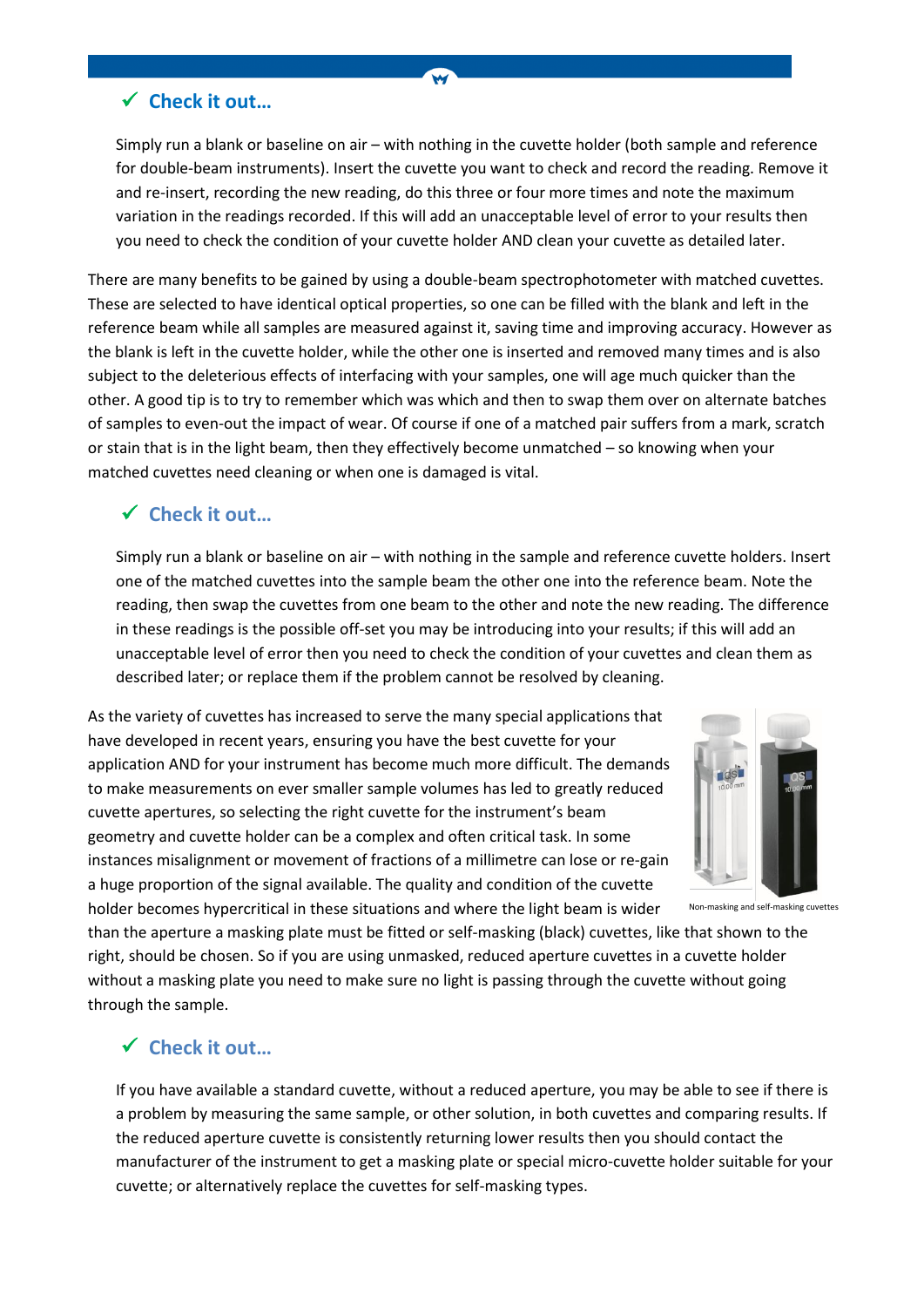### ✓ Check it out…

Simply run a blank or baseline on air – with nothing in the cuvette holder (both sample and reference for double-beam instruments). Insert the cuvette you want to check and record the reading. Remove it and re-insert, recording the new reading, do this three or four more times and note the maximum variation in the readings recorded. If this will add an unacceptable level of error to your results then you need to check the condition of your cuvette holder AND clean your cuvette as detailed later.

There are many benefits to be gained by using a double-beam spectrophotometer with matched cuvettes. These are selected to have identical optical properties, so one can be filled with the blank and left in the reference beam while all samples are measured against it, saving time and improving accuracy. However as the blank is left in the cuvette holder, while the other one is inserted and removed many times and is also subject to the deleterious effects of interfacing with your samples, one will age much quicker than the other. A good tip is to try to remember which was which and then to swap them over on alternate batches of samples to even-out the impact of wear. Of course if one of a matched pair suffers from a mark, scratch or stain that is in the light beam, then they effectively become unmatched – so knowing when your matched cuvettes need cleaning or when one is damaged is vital.

### ✓ Check it out…

Simply run a blank or baseline on air – with nothing in the sample and reference cuvette holders. Insert one of the matched cuvettes into the sample beam the other one into the reference beam. Note the reading, then swap the cuvettes from one beam to the other and note the new reading. The difference in these readings is the possible off-set you may be introducing into your results; if this will add an unacceptable level of error then you need to check the condition of your cuvettes and clean them as described later; or replace them if the problem cannot be resolved by cleaning.

As the variety of cuvettes has increased to serve the many special applications that have developed in recent years, ensuring you have the best cuvette for your application AND for your instrument has become much more difficult. The demands to make measurements on ever smaller sample volumes has led to greatly reduced cuvette apertures, so selecting the right cuvette for the instrument's beam geometry and cuvette holder can be a complex and often critical task. In some instances misalignment or movement of fractions of a millimetre can lose or re-gain a huge proportion of the signal available. The quality and condition of the cuvette holder becomes hypercritical in these situations and where the light beam is wider than the aperture a masking plate must be fitted or self-masking (black) cuvettes, like that shown to the right, should be chosen. So if you are using unmasked, reduced aperture cuvettes in a cuvette holder without a masking plate you need to make sure no light is passing through the cuvette without going through the sample.

Non-masking and self-masking cuvettes

### ✓ Check it out…

If you have available a standard cuvette, without a reduced aperture, you may be able to see if there is a problem by measuring the same sample, or other solution, in both cuvettes and comparing results. If the reduced aperture cuvette is consistently returning lower results then you should contact the manufacturer of the instrument to get a masking plate or special micro-cuvette holder suitable for your cuvette; or alternatively replace the cuvettes for self-masking types.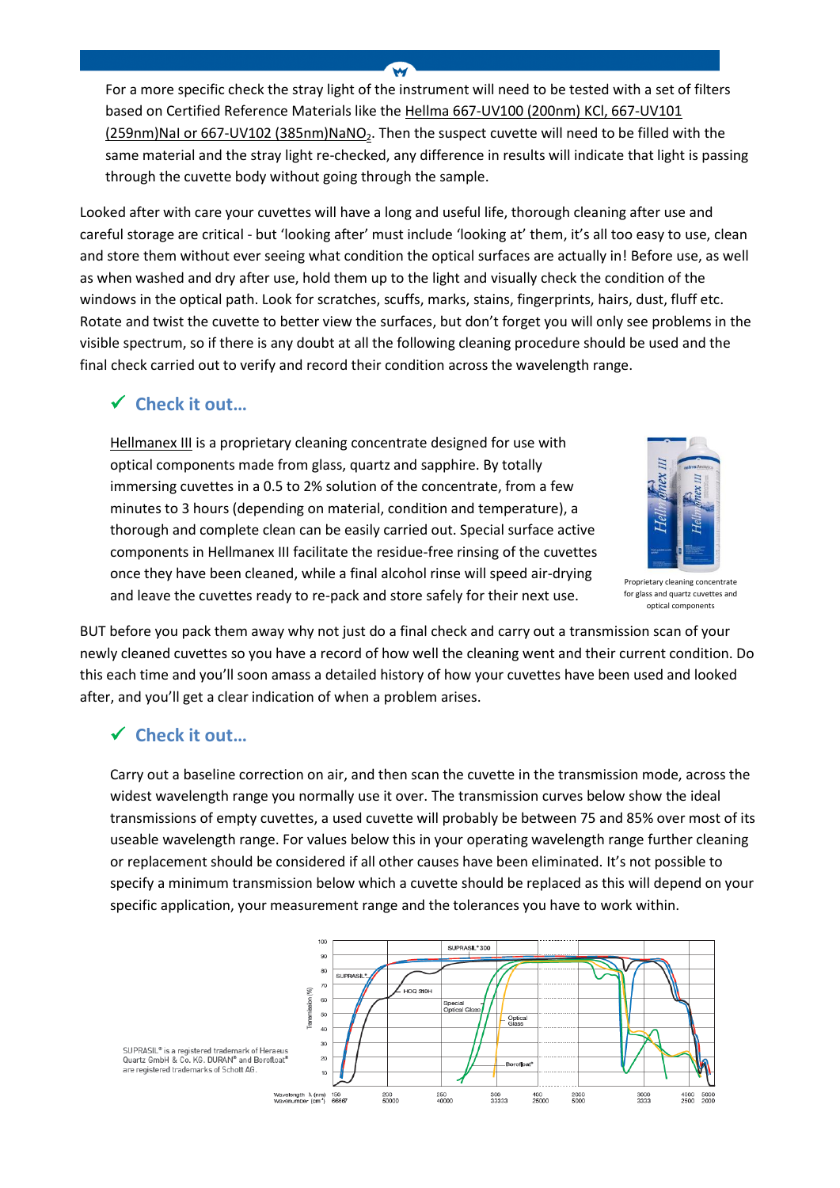For a more specific check the stray light of the instrument will need to be tested with a set of filters based on Certified Reference Materials like the Hellma 667-UV100 (200nm) KCl, 667-UV101 (259nm)NaI or 667-UV102 (385nm)$NaNO_2$. Then the suspect cuvette will need to be filled with the same material and the stray light re-checked, any difference in results will indicate that light is passing through the cuvette body without going through the sample.

Looked after with care your cuvettes will have a long and useful life, thorough cleaning after use and careful storage are critical - but 'looking after' must include 'looking at' them, it's all too easy to use, clean and store them without ever seeing what condition the optical surfaces are actually in! Before use, as well as when washed and dry after use, hold them up to the light and visually check the condition of the windows in the optical path. Look for scratches, scuffs, marks, stains, fingerprints, hairs, dust, fluff etc. Rotate and twist the cuvette to better view the surfaces, but don't forget you will only see problems in the visible spectrum, so if there is any doubt at all the following cleaning procedure should be used and the final check carried out to verify and record their condition across the wavelength range.

## ✓ Check it out…

Hellmanex III is a proprietary cleaning concentrate designed for use with optical components made from glass, quartz and sapphire. By totally immersing cuvettes in a 0.5 to 2% solution of the concentrate, from a few minutes to 3 hours (depending on material, condition and temperature), a thorough and complete clean can be easily carried out. Special surface active components in Hellmanex III facilitate the residue-free rinsing of the cuvettes once they have been cleaned, while a final alcohol rinse will speed air-drying and leave the cuvettes ready to re-pack and store safely for their next use.

Proprietary cleaning concentrate for glass and quartz cuvettes and optical components

BUT before you pack them away why not just do a final check and carry out a transmission scan of your newly cleaned cuvettes so you have a record of how well the cleaning went and their current condition. Do this each time and you'll soon amass a detailed history of how your cuvettes have been used and looked after, and you'll get a clear indication of when a problem arises.

## ✓ Check it out…

Carry out a baseline correction on air, and then scan the cuvette in the transmission mode, across the widest wavelength range you normally use it over. The transmission curves below show the ideal transmissions of empty cuvettes, a used cuvette will probably be between 75 and 85% over most of its useable wavelength range. For values below this in your operating wavelength range further cleaning or replacement should be considered if all other causes have been eliminated. It's not possible to specify a minimum transmission below which a cuvette should be replaced as this will depend on your specific application, your measurement range and the tolerances you have to work within.

SUPRASIL® is a registered trademark of Heraeus Quartz GmbH & Co. KG. DURAN® and Borofloat® are registered trademarks of Schott AG.

Transmission (%)
100
90
80
70
60
50
40
30
20
10
SUPRASIL® 300
SUPRASIL®
HOQ 310H
Special Optical Glass
Optical Glass
Borofloat®
Wavelength λ (nm) 150 200 250 300 400 2000 3000 4000 5000
Wavenumber (cm⁻¹) 66667 50000 40000 33333 25000 5000 3333 2500 2000